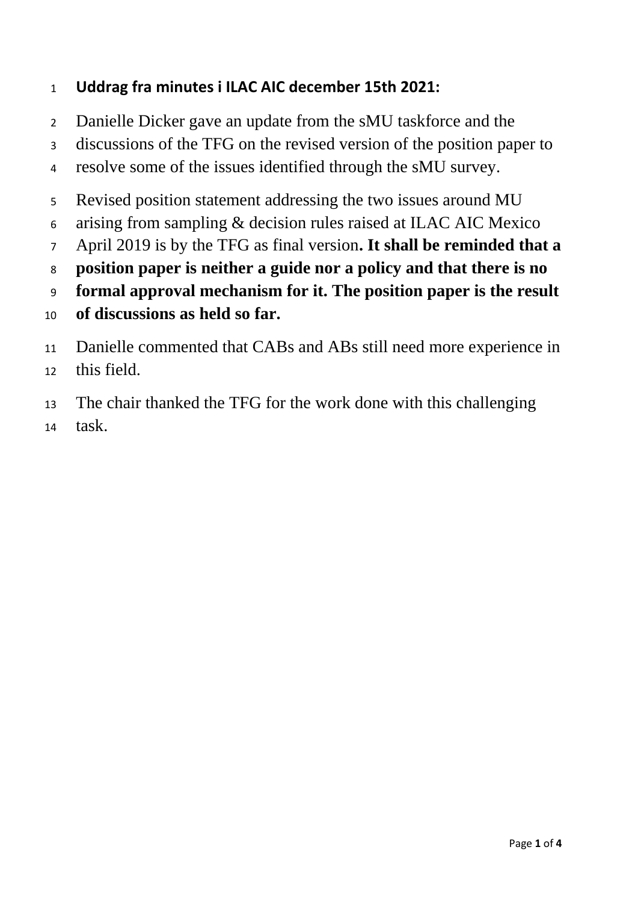**Uddrag fra minutes i ILAC AIC december 15th 2021:**

Danielle Dicker gave an update from the sMU taskforce and the discussions of the TFG on the revised version of the position paper to resolve some of the issues identified through the sMU survey.

Revised position statement addressing the two issues around MU arising from sampling & decision rules raised at ILAC AIC Mexico April 2019 is by the TFG as final version**. It shall be reminded that a position paper is neither a guide nor a policy and that there is no formal approval mechanism for it. The position paper is the result of discussions as held so far.**

Danielle commented that CABs and ABs still need more experience in this field.

The chair thanked the TFG for the work done with this challenging task.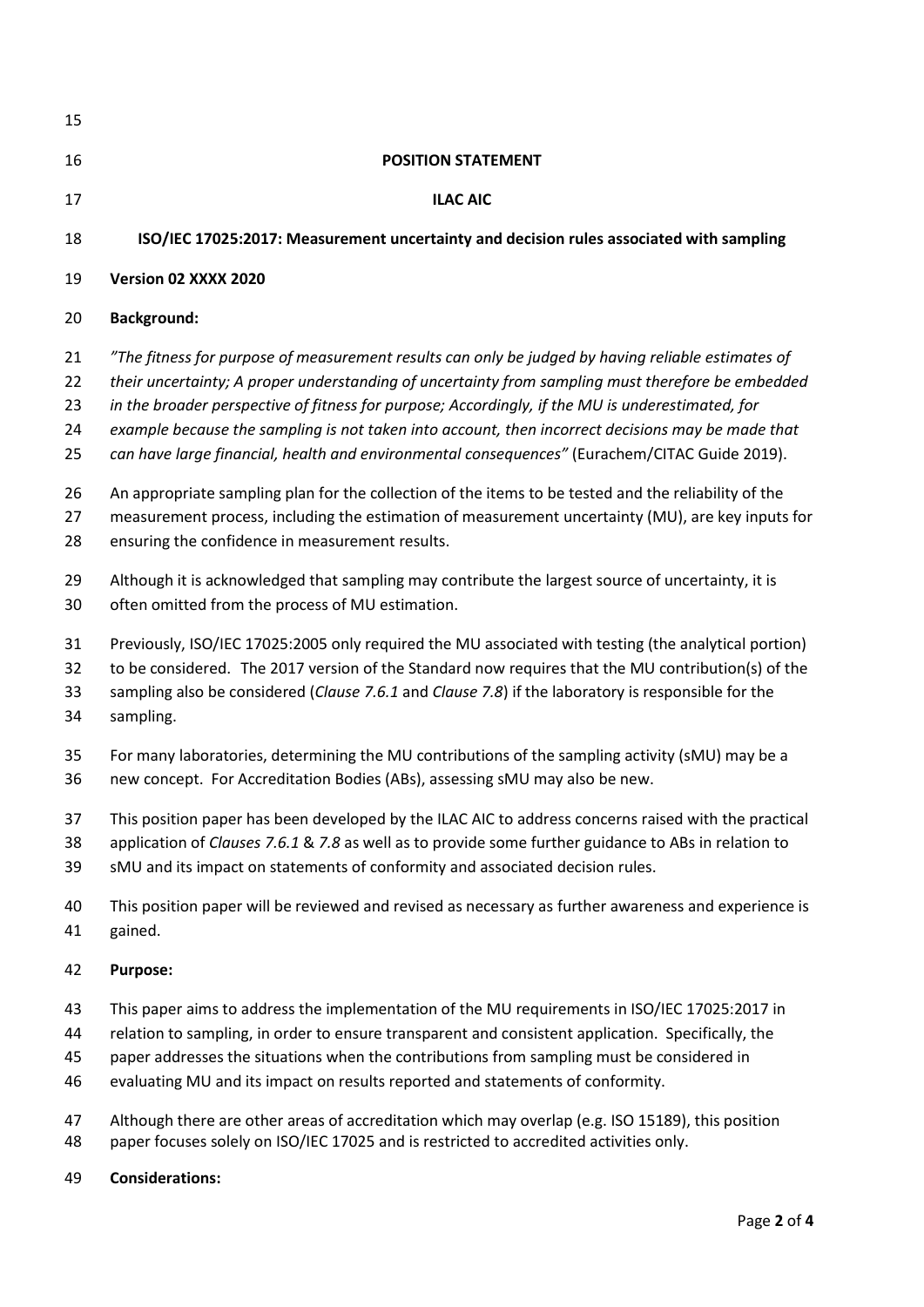**POSITION STATEMENT**

**ILAC AIC**

**ISO/IEC 17025:2017: Measurement uncertainty and decision rules associated with sampling**

**Version 02 XXXX 2020**

**Background:**

*"The fitness for purpose of measurement results can only be judged by having reliable estimates of their uncertainty; A proper understanding of uncertainty from sampling must therefore be embedded in the broader perspective of fitness for purpose; Accordingly, if the MU is underestimated, for example because the sampling is not taken into account, then incorrect decisions may be made that can have large financial, health and environmental consequences"* (Eurachem/CITAC Guide 2019).

An appropriate sampling plan for the collection of the items to be tested and the reliability of the measurement process, including the estimation of measurement uncertainty (MU), are key inputs for ensuring the confidence in measurement results.

Although it is acknowledged that sampling may contribute the largest source of uncertainty, it is often omitted from the process of MU estimation.

Previously, ISO/IEC 17025:2005 only required the MU associated with testing (the analytical portion) to be considered. The 2017 version of the Standard now requires that the MU contribution(s) of the sampling also be considered (*Clause 7.6.1* and *Clause 7.8*) if the laboratory is responsible for the sampling.

For many laboratories, determining the MU contributions of the sampling activity (sMU) may be a new concept. For Accreditation Bodies (ABs), assessing sMU may also be new.

This position paper has been developed by the ILAC AIC to address concerns raised with the practical application of *Clauses 7.6.1* & *7.8* as well as to provide some further guidance to ABs in relation to sMU and its impact on statements of conformity and associated decision rules.

This position paper will be reviewed and revised as necessary as further awareness and experience is gained.

**Purpose:**

This paper aims to address the implementation of the MU requirements in ISO/IEC 17025:2017 in relation to sampling, in order to ensure transparent and consistent application. Specifically, the paper addresses the situations when the contributions from sampling must be considered in evaluating MU and its impact on results reported and statements of conformity.

Although there are other areas of accreditation which may overlap (e.g. ISO 15189), this position paper focuses solely on ISO/IEC 17025 and is restricted to accredited activities only.

**Considerations:**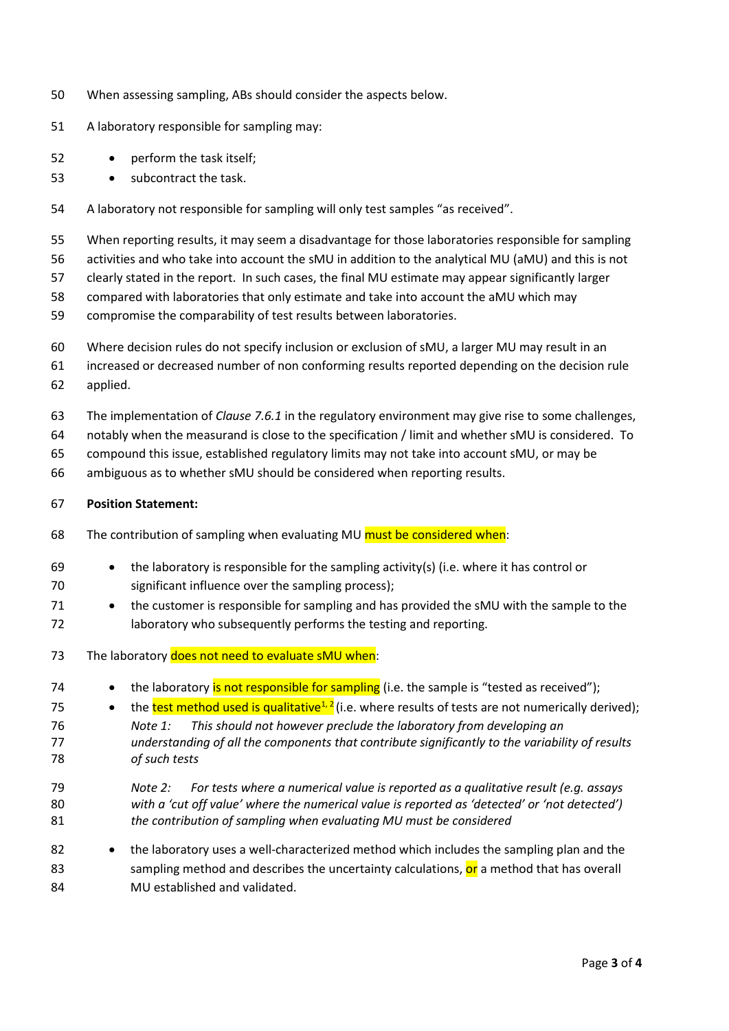When assessing sampling, ABs should consider the aspects below.

A laboratory responsible for sampling may:

- perform the task itself;
- subcontract the task.

A laboratory not responsible for sampling will only test samples "as received".

When reporting results, it may seem a disadvantage for those laboratories responsible for sampling activities and who take into account the sMU in addition to the analytical MU (aMU) and this is not clearly stated in the report. In such cases, the final MU estimate may appear significantly larger compared with laboratories that only estimate and take into account the aMU which may compromise the comparability of test results between laboratories.

Where decision rules do not specify inclusion or exclusion of sMU, a larger MU may result in an increased or decreased number of non conforming results reported depending on the decision rule applied.

The implementation of *Clause 7.6.1* in the regulatory environment may give rise to some challenges, notably when the measurand is close to the specification / limit and whether sMU is considered. To compound this issue, established regulatory limits may not take into account sMU, or may be ambiguous as to whether sMU should be considered when reporting results.

**Position Statement:**

The contribution of sampling when evaluating MU must be considered when:

- the laboratory is responsible for the sampling activity(s) (i.e. where it has control or significant influence over the sampling process);
- the customer is responsible for sampling and has provided the sMU with the sample to the laboratory who subsequently performs the testing and reporting.

The laboratory does not need to evaluate sMU when:

- the laboratory is not responsible for sampling (i.e. the sample is "tested as received");
- the test method used is qualitative[1, 2] (i.e. where results of tests are not numerically derived);

  *Note 1: This should not however preclude the laboratory from developing an understanding of all the components that contribute significantly to the variability of results of such tests*

  *Note 2: For tests where a numerical value is reported as a qualitative result (e.g. assays with a 'cut off value' where the numerical value is reported as 'detected' or 'not detected') the contribution of sampling when evaluating MU must be considered*

- the laboratory uses a well-characterized method which includes the sampling plan and the sampling method and describes the uncertainty calculations, or a method that has overall MU established and validated.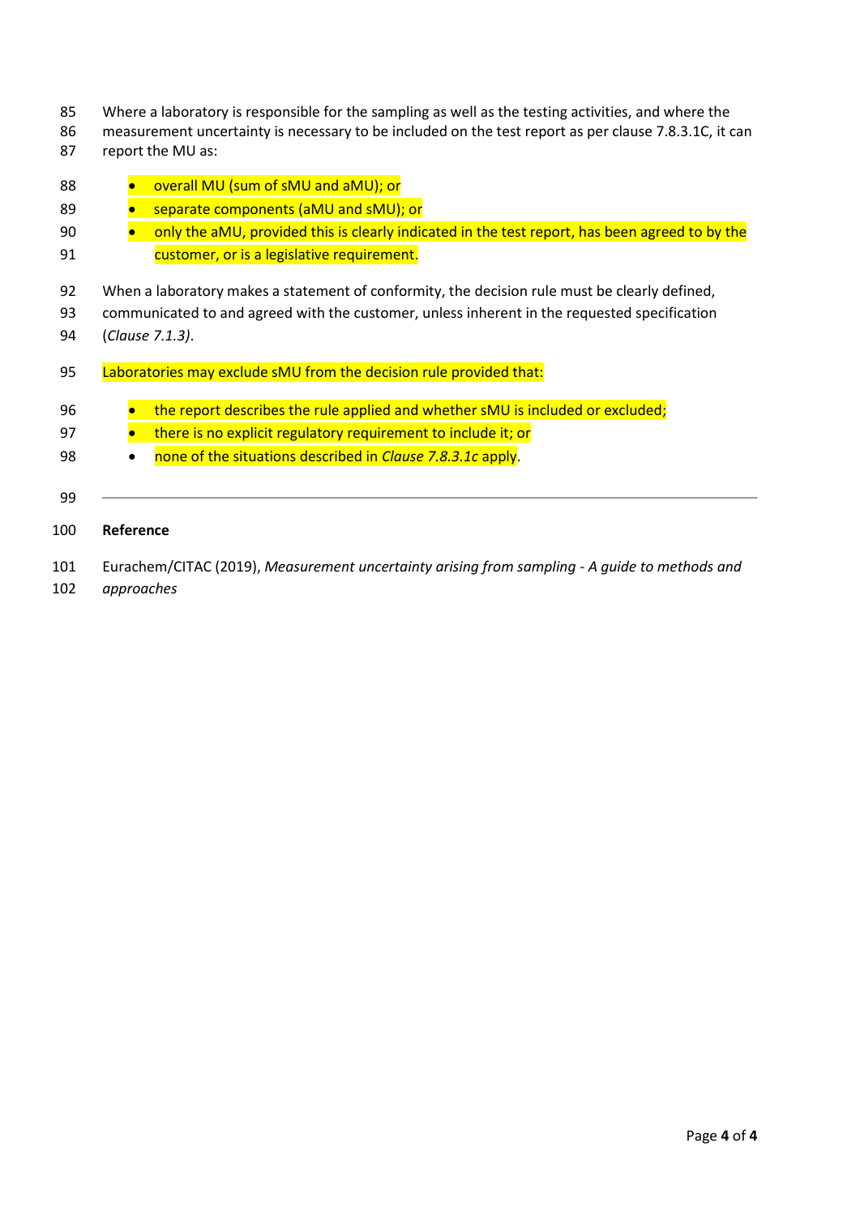Where a laboratory is responsible for the sampling as well as the testing activities, and where the measurement uncertainty is necessary to be included on the test report as per clause 7.8.3.1C, it can report the MU as:

- overall MU (sum of sMU and aMU); or
- separate components (aMU and sMU); or
- only the aMU, provided this is clearly indicated in the test report, has been agreed to by the customer, or is a legislative requirement.

When a laboratory makes a statement of conformity, the decision rule must be clearly defined, communicated to and agreed with the customer, unless inherent in the requested specification (*Clause 7.1.3)*.

Laboratories may exclude sMU from the decision rule provided that:

- the report describes the rule applied and whether sMU is included or excluded;
- there is no explicit regulatory requirement to include it; or
- none of the situations described in *Clause 7.8.3.1c* apply.

---

**Reference**

Eurachem/CITAC (2019), *Measurement uncertainty arising from sampling - A guide to methods and approaches*